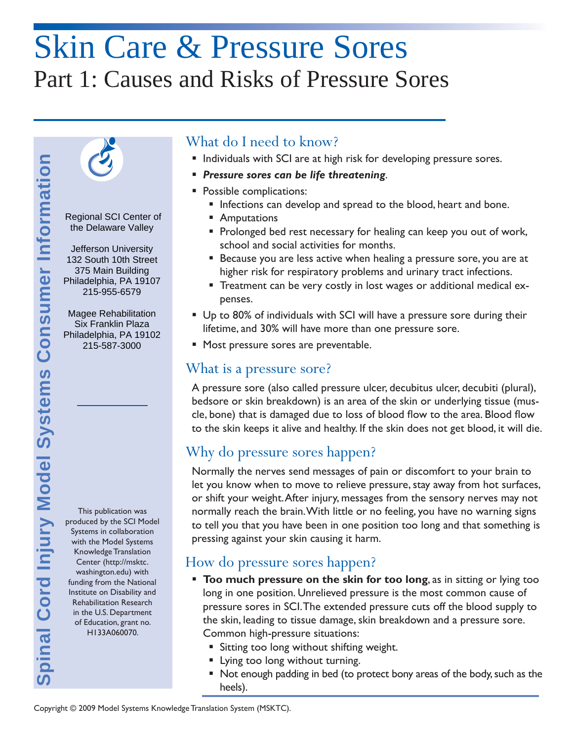# Skin Care & Pressure Sores

## Part 1: Causes and Risks of Pressure Sores

Spinal Cord Injury Model Systems Consumer Information

Regional SCI Center of the Delaware Valley

Jefferson University
132 South 10th Street
375 Main Building
Philadelphia, PA 19107
215-955-6579

Magee Rehabilitation
Six Franklin Plaza
Philadelphia, PA 19102
215-587-3000

This publication was produced by the SCI Model Systems in collaboration with the Model Systems Knowledge Translation Center (http://msktc.washington.edu) with funding from the National Institute on Disability and Rehabilitation Research in the U.S. Department of Education, grant no. H133A060070.

### What do I need to know?

- Individuals with SCI are at high risk for developing pressure sores.
- ***Pressure sores can be life threatening***.
- Possible complications:
  - Infections can develop and spread to the blood, heart and bone.
  - Amputations
  - Prolonged bed rest necessary for healing can keep you out of work, school and social activities for months.
  - Because you are less active when healing a pressure sore, you are at higher risk for respiratory problems and urinary tract infections.
  - Treatment can be very costly in lost wages or additional medical expenses.
- Up to 80% of individuals with SCI will have a pressure sore during their lifetime, and 30% will have more than one pressure sore.
- Most pressure sores are preventable.

### What is a pressure sore?

A pressure sore (also called pressure ulcer, decubitus ulcer, decubiti (plural), bedsore or skin breakdown) is an area of the skin or underlying tissue (muscle, bone) that is damaged due to loss of blood flow to the area. Blood flow to the skin keeps it alive and healthy. If the skin does not get blood, it will die.

### Why do pressure sores happen?

Normally the nerves send messages of pain or discomfort to your brain to let you know when to move to relieve pressure, stay away from hot surfaces, or shift your weight. After injury, messages from the sensory nerves may not normally reach the brain. With little or no feeling, you have no warning signs to tell you that you have been in one position too long and that something is pressing against your skin causing it harm.

### How do pressure sores happen?

- **Too much pressure on the skin for too long**, as in sitting or lying too long in one position. Unrelieved pressure is the most common cause of pressure sores in SCI. The extended pressure cuts off the blood supply to the skin, leading to tissue damage, skin breakdown and a pressure sore. Common high-pressure situations:
  - Sitting too long without shifting weight.
  - Lying too long without turning.
  - Not enough padding in bed (to protect bony areas of the body, such as the heels).

Copyright © 2009 Model Systems Knowledge Translation System (MSKTC).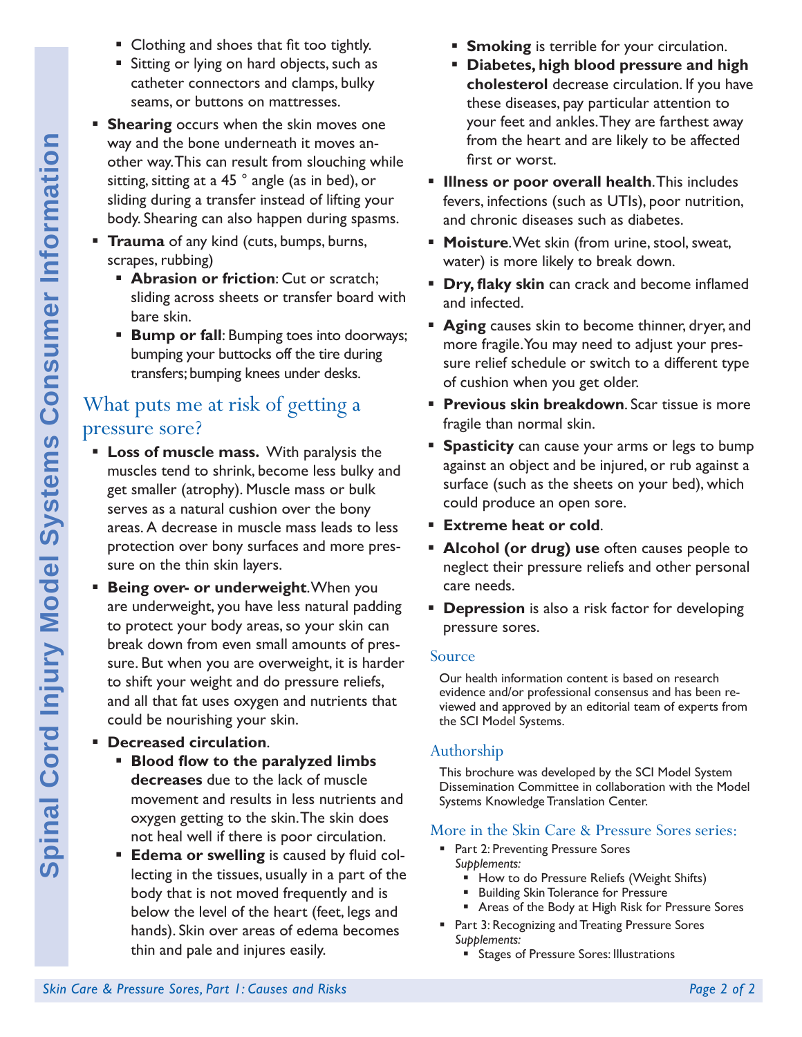- Clothing and shoes that fit too tightly.
- Sitting or lying on hard objects, such as catheter connectors and clamps, bulky seams, or buttons on mattresses.

- **Shearing** occurs when the skin moves one way and the bone underneath it moves another way. This can result from slouching while sitting, sitting at a 45 ° angle (as in bed), or sliding during a transfer instead of lifting your body. Shearing can also happen during spasms.
- **Trauma** of any kind (cuts, bumps, burns, scrapes, rubbing)
  - **Abrasion or friction**: Cut or scratch; sliding across sheets or transfer board with bare skin.
  - **Bump or fall**: Bumping toes into doorways; bumping your buttocks off the tire during transfers; bumping knees under desks.

## What puts me at risk of getting a pressure sore?

- **Loss of muscle mass.** With paralysis the muscles tend to shrink, become less bulky and get smaller (atrophy). Muscle mass or bulk serves as a natural cushion over the bony areas. A decrease in muscle mass leads to less protection over bony surfaces and more pressure on the thin skin layers.
- **Being over- or underweight**. When you are underweight, you have less natural padding to protect your body areas, so your skin can break down from even small amounts of pressure. But when you are overweight, it is harder to shift your weight and do pressure reliefs, and all that fat uses oxygen and nutrients that could be nourishing your skin.
- **Decreased circulation**.
  - **Blood flow to the paralyzed limbs decreases** due to the lack of muscle movement and results in less nutrients and oxygen getting to the skin. The skin does not heal well if there is poor circulation.
  - **Edema or swelling** is caused by fluid collecting in the tissues, usually in a part of the body that is not moved frequently and is below the level of the heart (feet, legs and hands). Skin over areas of edema becomes thin and pale and injures easily.
  - **Smoking** is terrible for your circulation.
  - **Diabetes, high blood pressure and high cholesterol** decrease circulation. If you have these diseases, pay particular attention to your feet and ankles. They are farthest away from the heart and are likely to be affected first or worst.
- **Illness or poor overall health**. This includes fevers, infections (such as UTIs), poor nutrition, and chronic diseases such as diabetes.
- **Moisture**. Wet skin (from urine, stool, sweat, water) is more likely to break down.
- **Dry, flaky skin** can crack and become inflamed and infected.
- **Aging** causes skin to become thinner, dryer, and more fragile. You may need to adjust your pressure relief schedule or switch to a different type of cushion when you get older.
- **Previous skin breakdown**. Scar tissue is more fragile than normal skin.
- **Spasticity** can cause your arms or legs to bump against an object and be injured, or rub against a surface (such as the sheets on your bed), which could produce an open sore.
- **Extreme heat or cold**.
- **Alcohol (or drug) use** often causes people to neglect their pressure reliefs and other personal care needs.
- **Depression** is also a risk factor for developing pressure sores.

### Source

Our health information content is based on research evidence and/or professional consensus and has been reviewed and approved by an editorial team of experts from the SCI Model Systems.

### Authorship

This brochure was developed by the SCI Model System Dissemination Committee in collaboration with the Model Systems Knowledge Translation Center.

### More in the Skin Care & Pressure Sores series:

- Part 2: Preventing Pressure Sores
  *Supplements:*
  - How to do Pressure Reliefs (Weight Shifts)
  - Building Skin Tolerance for Pressure
  - Areas of the Body at High Risk for Pressure Sores
- Part 3: Recognizing and Treating Pressure Sores
  *Supplements:*
  - Stages of Pressure Sores: Illustrations